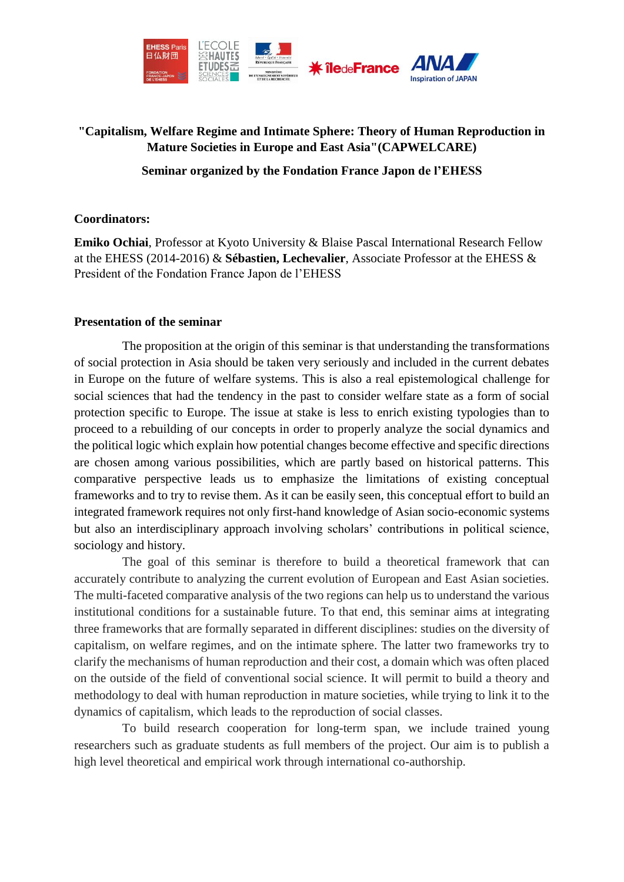**"Capitalism, Welfare Regime and Intimate Sphere: Theory of Human Reproduction in Mature Societies in Europe and East Asia"(CAPWELCARE)**

**Seminar organized by the Fondation France Japon de l'EHESS**

**Coordinators:**

**Emiko Ochiai**, Professor at Kyoto University & Blaise Pascal International Research Fellow at the EHESS (2014-2016) & **Sébastien, Lechevalier**, Associate Professor at the EHESS & President of the Fondation France Japon de l'EHESS

**Presentation of the seminar**

The proposition at the origin of this seminar is that understanding the transformations of social protection in Asia should be taken very seriously and included in the current debates in Europe on the future of welfare systems. This is also a real epistemological challenge for social sciences that had the tendency in the past to consider welfare state as a form of social protection specific to Europe. The issue at stake is less to enrich existing typologies than to proceed to a rebuilding of our concepts in order to properly analyze the social dynamics and the political logic which explain how potential changes become effective and specific directions are chosen among various possibilities, which are partly based on historical patterns. This comparative perspective leads us to emphasize the limitations of existing conceptual frameworks and to try to revise them. As it can be easily seen, this conceptual effort to build an integrated framework requires not only first-hand knowledge of Asian socio-economic systems but also an interdisciplinary approach involving scholars' contributions in political science, sociology and history.

The goal of this seminar is therefore to build a theoretical framework that can accurately contribute to analyzing the current evolution of European and East Asian societies. The multi-faceted comparative analysis of the two regions can help us to understand the various institutional conditions for a sustainable future. To that end, this seminar aims at integrating three frameworks that are formally separated in different disciplines: studies on the diversity of capitalism, on welfare regimes, and on the intimate sphere. The latter two frameworks try to clarify the mechanisms of human reproduction and their cost, a domain which was often placed on the outside of the field of conventional social science. It will permit to build a theory and methodology to deal with human reproduction in mature societies, while trying to link it to the dynamics of capitalism, which leads to the reproduction of social classes.

To build research cooperation for long-term span, we include trained young researchers such as graduate students as full members of the project. Our aim is to publish a high level theoretical and empirical work through international co-authorship.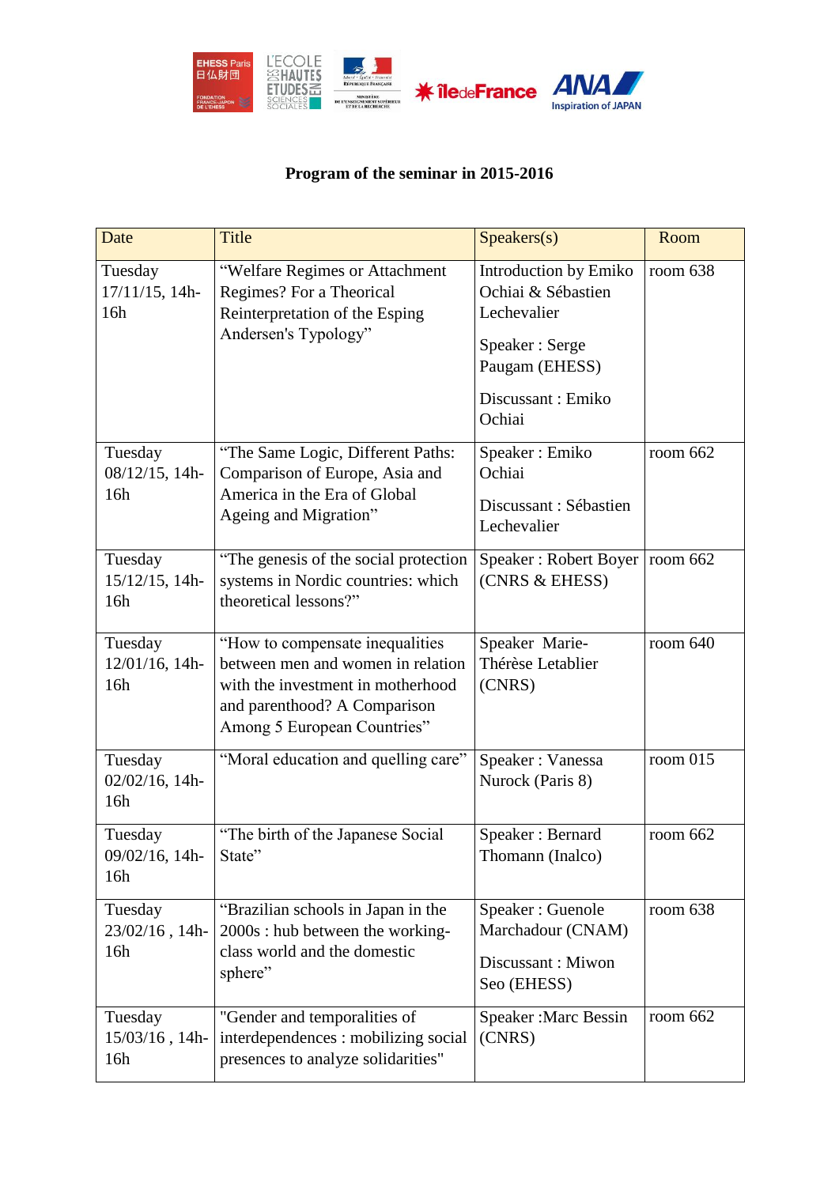**Program of the seminar in 2015-2016**

| Date | Title | Speakers(s) | Room |
| --- | --- | --- | --- |
| Tuesday 17/11/15, 14h-16h | "Welfare Regimes or Attachment Regimes? For a Theorical Reinterpretation of the Esping Andersen's Typology" | Introduction by Emiko Ochiai & Sébastien Lechevalier<br><br>Speaker : Serge Paugam (EHESS)<br><br>Discussant : Emiko Ochiai | room 638 |
| Tuesday 08/12/15, 14h-16h | "The Same Logic, Different Paths: Comparison of Europe, Asia and America in the Era of Global Ageing and Migration" | Speaker : Emiko Ochiai<br><br>Discussant : Sébastien Lechevalier | room 662 |
| Tuesday 15/12/15, 14h-16h | "The genesis of the social protection systems in Nordic countries: which theoretical lessons?" | Speaker : Robert Boyer (CNRS & EHESS) | room 662 |
| Tuesday 12/01/16, 14h-16h | "How to compensate inequalities between men and women in relation with the investment in motherhood and parenthood? A Comparison Among 5 European Countries" | Speaker Marie-Thérèse Letablier (CNRS) | room 640 |
| Tuesday 02/02/16, 14h-16h | "Moral education and quelling care" | Speaker : Vanessa Nurock (Paris 8) | room 015 |
| Tuesday 09/02/16, 14h-16h | "The birth of the Japanese Social State" | Speaker : Bernard Thomann (Inalco) | room 662 |
| Tuesday 23/02/16 , 14h-16h | "Brazilian schools in Japan in the 2000s : hub between the working-class world and the domestic sphere" | Speaker : Guenole Marchadour (CNAM)<br><br>Discussant : Miwon Seo (EHESS) | room 638 |
| Tuesday 15/03/16 , 14h-16h | "Gender and temporalities of interdependences : mobilizing social presences to analyze solidarities" | Speaker :Marc Bessin (CNRS) | room 662 |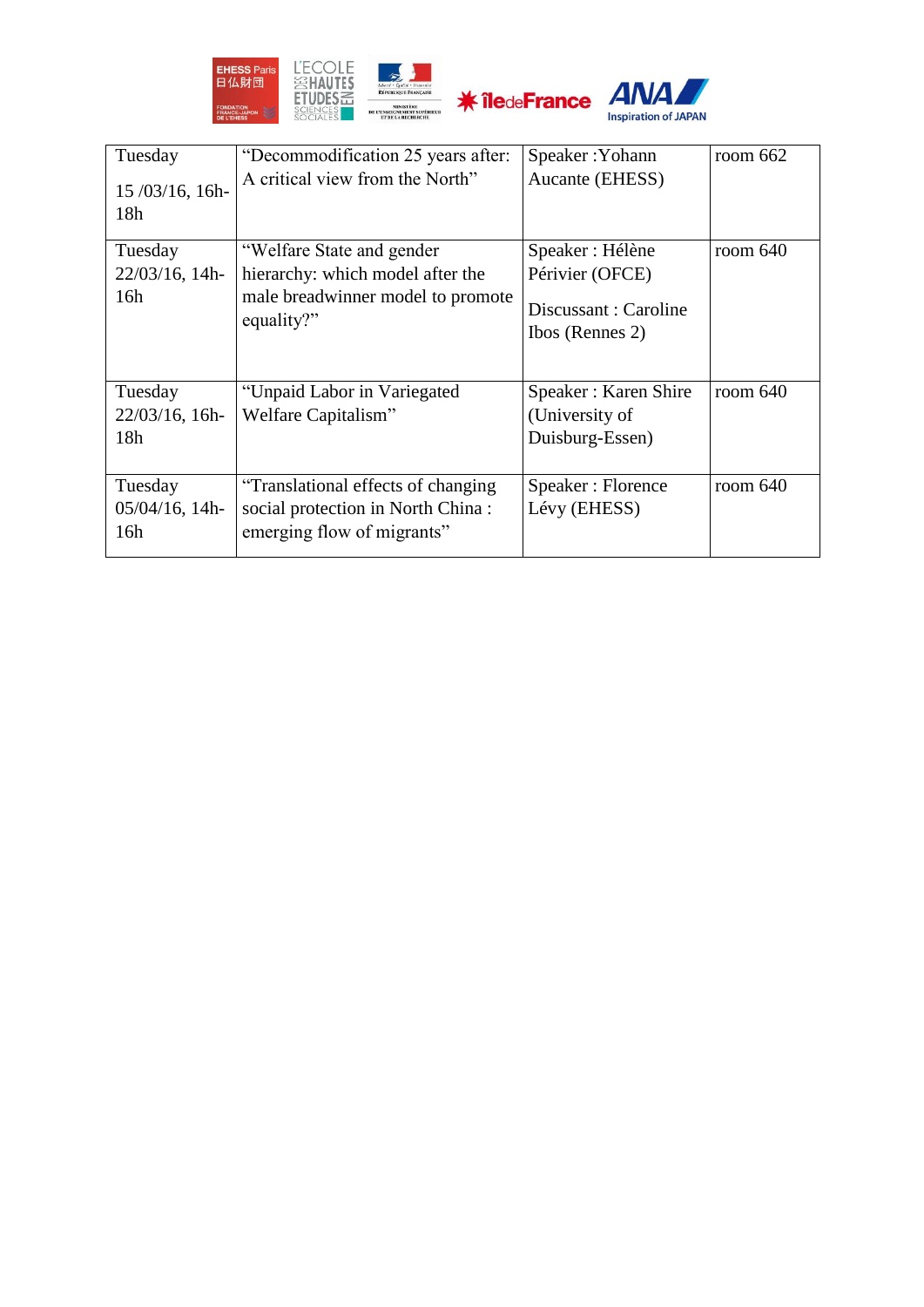| | | | |
|---|---|---|---|
| Tuesday 15 /03/16, 16h-18h | "Decommodification 25 years after: A critical view from the North" | Speaker :Yohann Aucante (EHESS) | room 662 |
| Tuesday 22/03/16, 14h-16h | "Welfare State and gender hierarchy: which model after the male breadwinner model to promote equality?" | Speaker : Hélène Périvier (OFCE) Discussant : Caroline Ibos (Rennes 2) | room 640 |
| Tuesday 22/03/16, 16h-18h | "Unpaid Labor in Variegated Welfare Capitalism" | Speaker : Karen Shire (University of Duisburg-Essen) | room 640 |
| Tuesday 05/04/16, 14h-16h | "Translational effects of changing social protection in North China : emerging flow of migrants" | Speaker : Florence Lévy (EHESS) | room 640 |